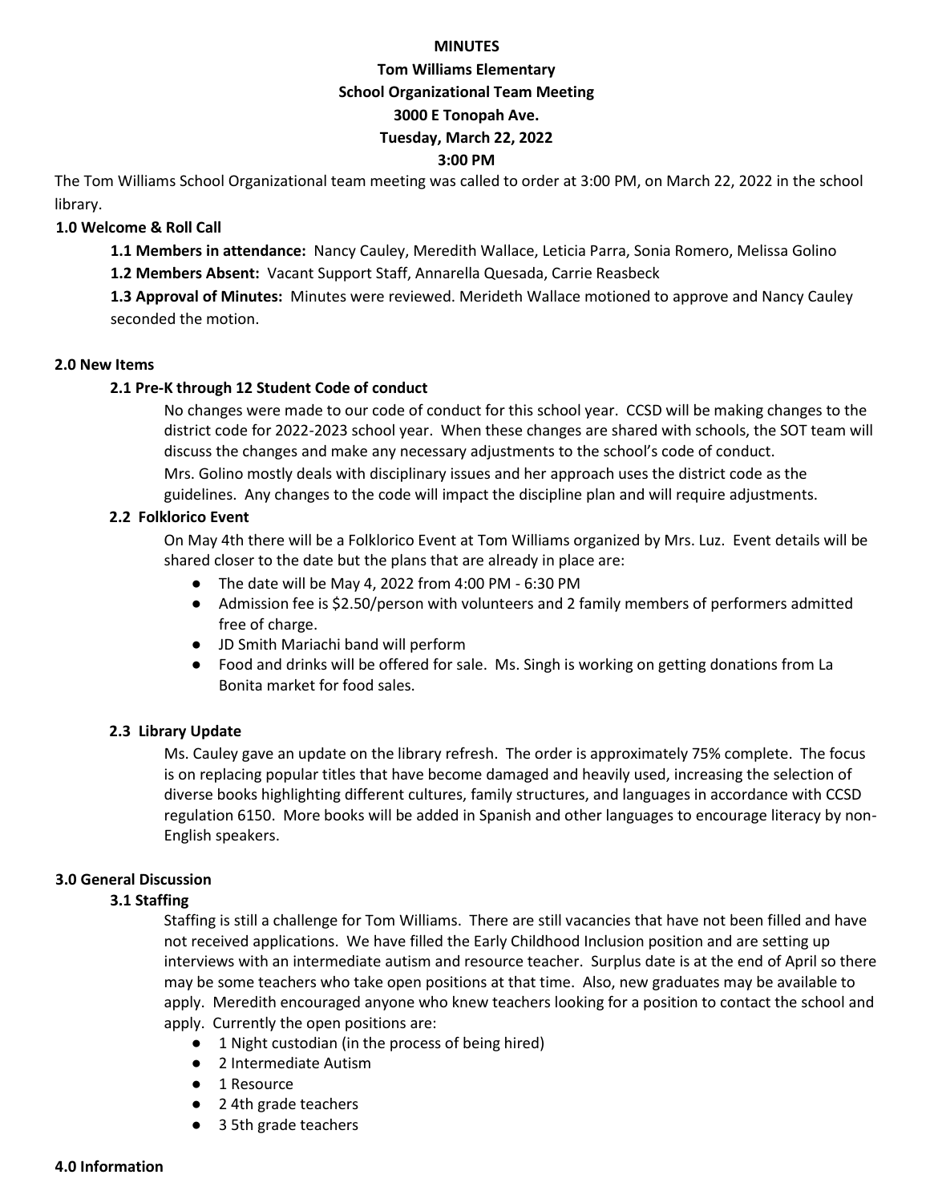**MINUTES**

**Tom Williams Elementary**

**School Organizational Team Meeting**

**3000 E Tonopah Ave.**

**Tuesday, March 22, 2022**

**3:00 PM**

The Tom Williams School Organizational team meeting was called to order at 3:00 PM, on March 22, 2022 in the school library.

## 1.0 Welcome & Roll Call

**1.1 Members in attendance:** Nancy Cauley, Meredith Wallace, Leticia Parra, Sonia Romero, Melissa Golino

**1.2 Members Absent:** Vacant Support Staff, Annarella Quesada, Carrie Reasbeck

**1.3 Approval of Minutes:** Minutes were reviewed. Merideth Wallace motioned to approve and Nancy Cauley seconded the motion.

## 2.0 New Items

### 2.1 Pre-K through 12 Student Code of conduct

No changes were made to our code of conduct for this school year. CCSD will be making changes to the district code for 2022-2023 school year. When these changes are shared with schools, the SOT team will discuss the changes and make any necessary adjustments to the school's code of conduct.

Mrs. Golino mostly deals with disciplinary issues and her approach uses the district code as the guidelines. Any changes to the code will impact the discipline plan and will require adjustments.

### 2.2 Folklorico Event

On May 4th there will be a Folklorico Event at Tom Williams organized by Mrs. Luz. Event details will be shared closer to the date but the plans that are already in place are:

- The date will be May 4, 2022 from 4:00 PM - 6:30 PM
- Admission fee is $2.50/person with volunteers and 2 family members of performers admitted free of charge.
- JD Smith Mariachi band will perform
- Food and drinks will be offered for sale. Ms. Singh is working on getting donations from La Bonita market for food sales.

### 2.3 Library Update

Ms. Cauley gave an update on the library refresh. The order is approximately 75% complete. The focus is on replacing popular titles that have become damaged and heavily used, increasing the selection of diverse books highlighting different cultures, family structures, and languages in accordance with CCSD regulation 6150. More books will be added in Spanish and other languages to encourage literacy by non-English speakers.

## 3.0 General Discussion

### 3.1 Staffing

Staffing is still a challenge for Tom Williams. There are still vacancies that have not been filled and have not received applications. We have filled the Early Childhood Inclusion position and are setting up interviews with an intermediate autism and resource teacher. Surplus date is at the end of April so there may be some teachers who take open positions at that time. Also, new graduates may be available to apply. Meredith encouraged anyone who knew teachers looking for a position to contact the school and apply. Currently the open positions are:

- 1 Night custodian (in the process of being hired)
- 2 Intermediate Autism
- 1 Resource
- 2 4th grade teachers
- 3 5th grade teachers

## 4.0 Information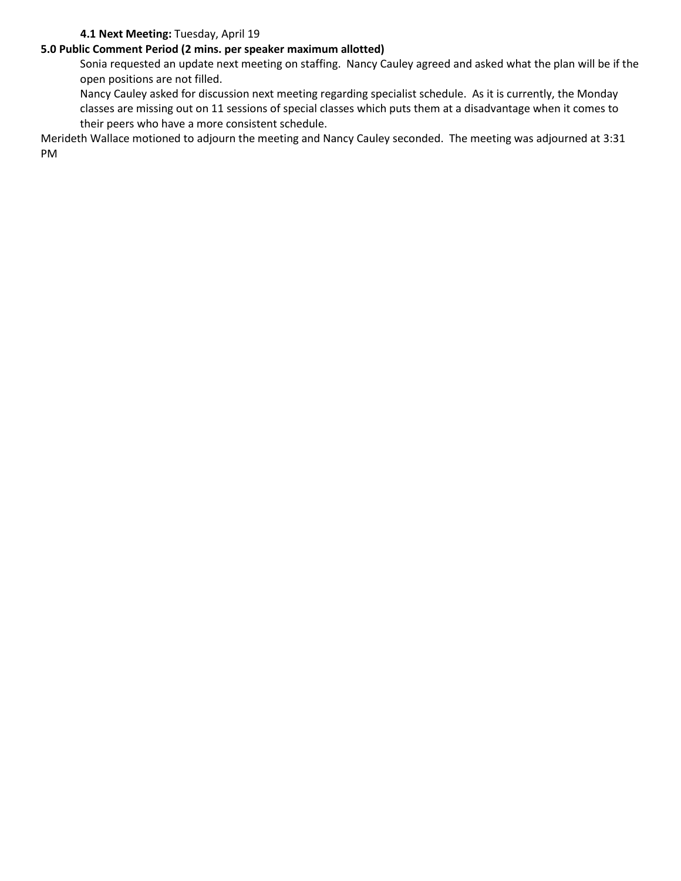**4.1 Next Meeting:** Tuesday, April 19

**5.0 Public Comment Period (2 mins. per speaker maximum allotted)**

Sonia requested an update next meeting on staffing. Nancy Cauley agreed and asked what the plan will be if the open positions are not filled.

Nancy Cauley asked for discussion next meeting regarding specialist schedule. As it is currently, the Monday classes are missing out on 11 sessions of special classes which puts them at a disadvantage when it comes to their peers who have a more consistent schedule.

Merideth Wallace motioned to adjourn the meeting and Nancy Cauley seconded. The meeting was adjourned at 3:31 PM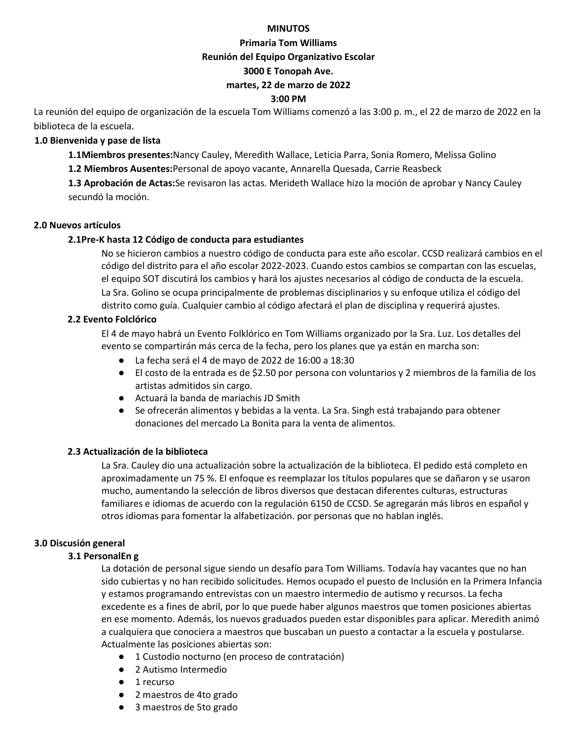**MINUTOS**

**Primaria Tom Williams**

**Reunión del Equipo Organizativo Escolar**

**3000 E Tonopah Ave.**

**martes, 22 de marzo de 2022**

**3:00 PM**

La reunión del equipo de organización de la escuela Tom Williams comenzó a las 3:00 p. m., el 22 de marzo de 2022 en la biblioteca de la escuela.

## 1.0 Bienvenida y pase de lista

**1.1Miembros presentes:**Nancy Cauley, Meredith Wallace, Leticia Parra, Sonia Romero, Melissa Golino

**1.2 Miembros Ausentes:**Personal de apoyo vacante, Annarella Quesada, Carrie Reasbeck

**1.3 Aprobación de Actas:**Se revisaron las actas. Merideth Wallace hizo la moción de aprobar y Nancy Cauley secundó la moción.

## 2.0 Nuevos artículos

### 2.1Pre-K hasta 12 Código de conducta para estudiantes

No se hicieron cambios a nuestro código de conducta para este año escolar. CCSD realizará cambios en el código del distrito para el año escolar 2022-2023. Cuando estos cambios se compartan con las escuelas, el equipo SOT discutirá los cambios y hará los ajustes necesarios al código de conducta de la escuela. La Sra. Golino se ocupa principalmente de problemas disciplinarios y su enfoque utiliza el código del distrito como guía. Cualquier cambio al código afectará el plan de disciplina y requerirá ajustes.

### 2.2 Evento Folclórico

El 4 de mayo habrá un Evento Folklórico en Tom Williams organizado por la Sra. Luz. Los detalles del evento se compartirán más cerca de la fecha, pero los planes que ya están en marcha son:

- La fecha será el 4 de mayo de 2022 de 16:00 a 18:30
- El costo de la entrada es de $2.50 por persona con voluntarios y 2 miembros de la familia de los artistas admitidos sin cargo.
- Actuará la banda de mariachis JD Smith
- Se ofrecerán alimentos y bebidas a la venta. La Sra. Singh está trabajando para obtener donaciones del mercado La Bonita para la venta de alimentos.

### 2.3 Actualización de la biblioteca

La Sra. Cauley dio una actualización sobre la actualización de la biblioteca. El pedido está completo en aproximadamente un 75 %. El enfoque es reemplazar los títulos populares que se dañaron y se usaron mucho, aumentando la selección de libros diversos que destacan diferentes culturas, estructuras familiares e idiomas de acuerdo con la regulación 6150 de CCSD. Se agregarán más libros en español y otros idiomas para fomentar la alfabetización. por personas que no hablan inglés.

## 3.0 Discusión general

### 3.1 PersonalEn g

La dotación de personal sigue siendo un desafío para Tom Williams. Todavía hay vacantes que no han sido cubiertas y no han recibido solicitudes. Hemos ocupado el puesto de Inclusión en la Primera Infancia y estamos programando entrevistas con un maestro intermedio de autismo y recursos. La fecha excedente es a fines de abril, por lo que puede haber algunos maestros que tomen posiciones abiertas en ese momento. Además, los nuevos graduados pueden estar disponibles para aplicar. Meredith animó a cualquiera que conociera a maestros que buscaban un puesto a contactar a la escuela y postularse. Actualmente las posiciones abiertas son:

- 1 Custodio nocturno (en proceso de contratación)
- 2 Autismo Intermedio
- 1 recurso
- 2 maestros de 4to grado
- 3 maestros de 5to grado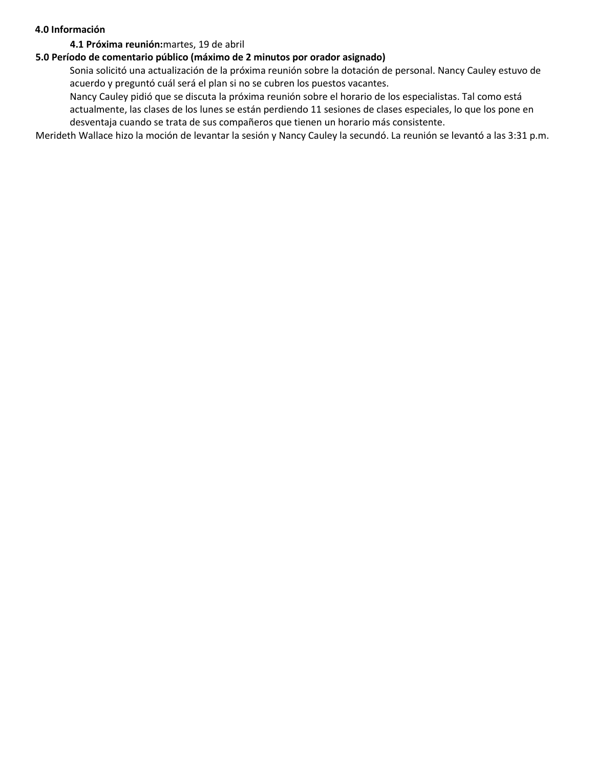**4.0 Información**

**4.1 Próxima reunión:** martes, 19 de abril

**5.0 Período de comentario público (máximo de 2 minutos por orador asignado)**

Sonia solicitó una actualización de la próxima reunión sobre la dotación de personal. Nancy Cauley estuvo de acuerdo y preguntó cuál será el plan si no se cubren los puestos vacantes.

Nancy Cauley pidió que se discuta la próxima reunión sobre el horario de los especialistas. Tal como está actualmente, las clases de los lunes se están perdiendo 11 sesiones de clases especiales, lo que los pone en desventaja cuando se trata de sus compañeros que tienen un horario más consistente.

Merideth Wallace hizo la moción de levantar la sesión y Nancy Cauley la secundó. La reunión se levantó a las 3:31 p.m.